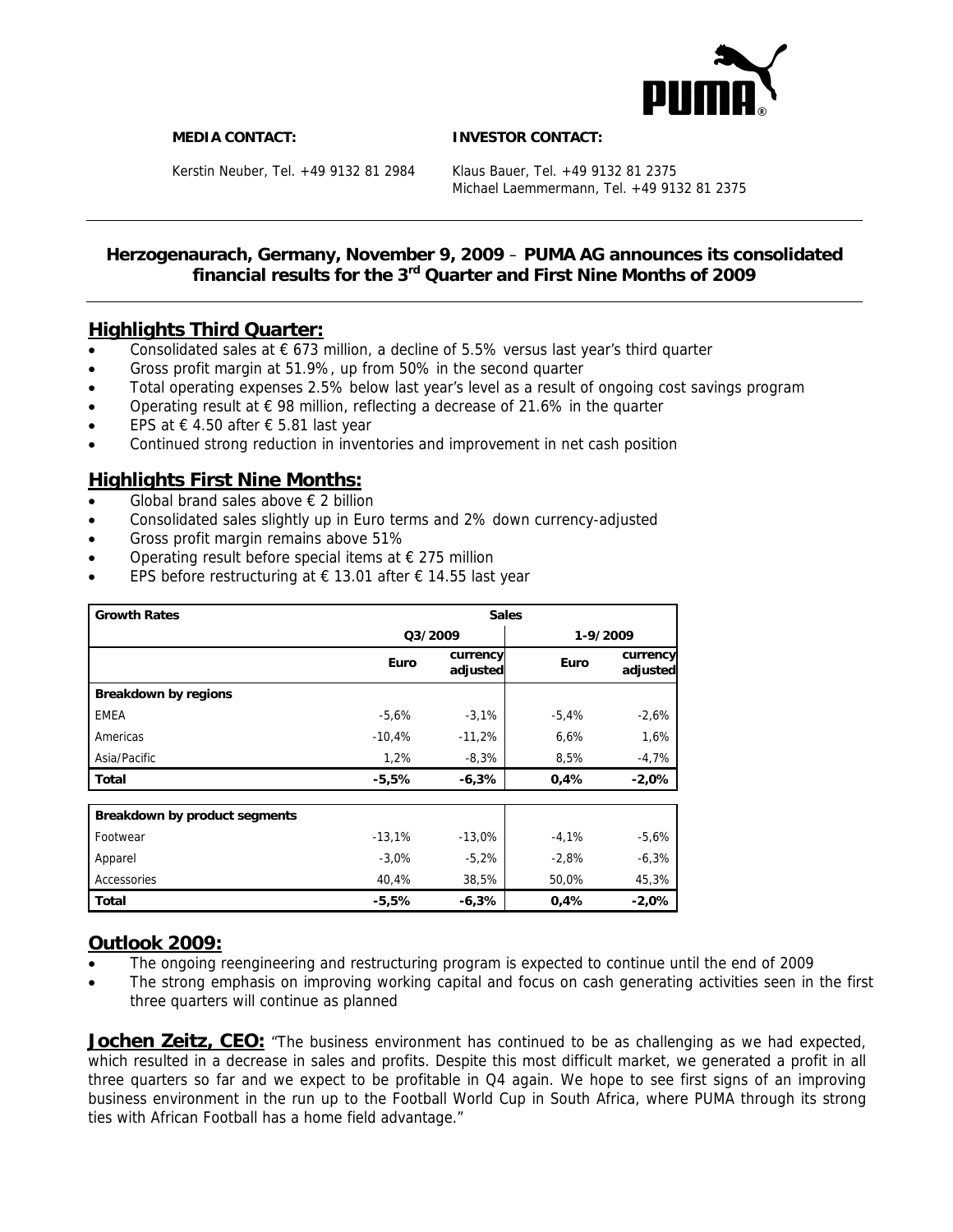**MEDIA CONTACT:**

Kerstin Neuber, Tel. +49 9132 81 2984

**INVESTOR CONTACT:**

Klaus Bauer, Tel. +49 9132 81 2375
Michael Laemmermann, Tel. +49 9132 81 2375

---

**Herzogenaurach, Germany, November 9, 2009 – PUMA AG announces its consolidated financial results for the 3rd Quarter and First Nine Months of 2009**

---

## Highlights Third Quarter:

- Consolidated sales at € 673 million, a decline of 5.5% versus last year's third quarter
- Gross profit margin at 51.9%, up from 50% in the second quarter
- Total operating expenses 2.5% below last year's level as a result of ongoing cost savings program
- Operating result at € 98 million, reflecting a decrease of 21.6% in the quarter
- EPS at € 4.50 after € 5.81 last year
- Continued strong reduction in inventories and improvement in net cash position

## Highlights First Nine Months:

- Global brand sales above € 2 billion
- Consolidated sales slightly up in Euro terms and 2% down currency-adjusted
- Gross profit margin remains above 51%
- Operating result before special items at € 275 million
- EPS before restructuring at € 13.01 after € 14.55 last year

| Growth Rates | Sales | | | |
|---|---|---|---|---|
| | Q3/2009 | | 1-9/2009 | |
| | **Euro** | **currency adjusted** | **Euro** | **currency adjusted** |
| **Breakdown by regions** | | | | |
| EMEA | -5,6% | -3,1% | -5,4% | -2,6% |
| Americas | -10,4% | -11,2% | 6,6% | 1,6% |
| Asia/Pacific | 1,2% | -8,3% | 8,5% | -4,7% |
| **Total** | **-5,5%** | **-6,3%** | **0,4%** | **-2,0%** |
| **Breakdown by product segments** | | | | |
| Footwear | -13,1% | -13,0% | -4,1% | -5,6% |
| Apparel | -3,0% | -5,2% | -2,8% | -6,3% |
| Accessories | 40,4% | 38,5% | 50,0% | 45,3% |
| **Total** | **-5,5%** | **-6,3%** | **0,4%** | **-2,0%** |

## Outlook 2009:

- The ongoing reengineering and restructuring program is expected to continue until the end of 2009
- The strong emphasis on improving working capital and focus on cash generating activities seen in the first three quarters will continue as planned

**Jochen Zeitz, CEO:** "The business environment has continued to be as challenging as we had expected, which resulted in a decrease in sales and profits. Despite this most difficult market, we generated a profit in all three quarters so far and we expect to be profitable in Q4 again. We hope to see first signs of an improving business environment in the run up to the Football World Cup in South Africa, where PUMA through its strong ties with African Football has a home field advantage."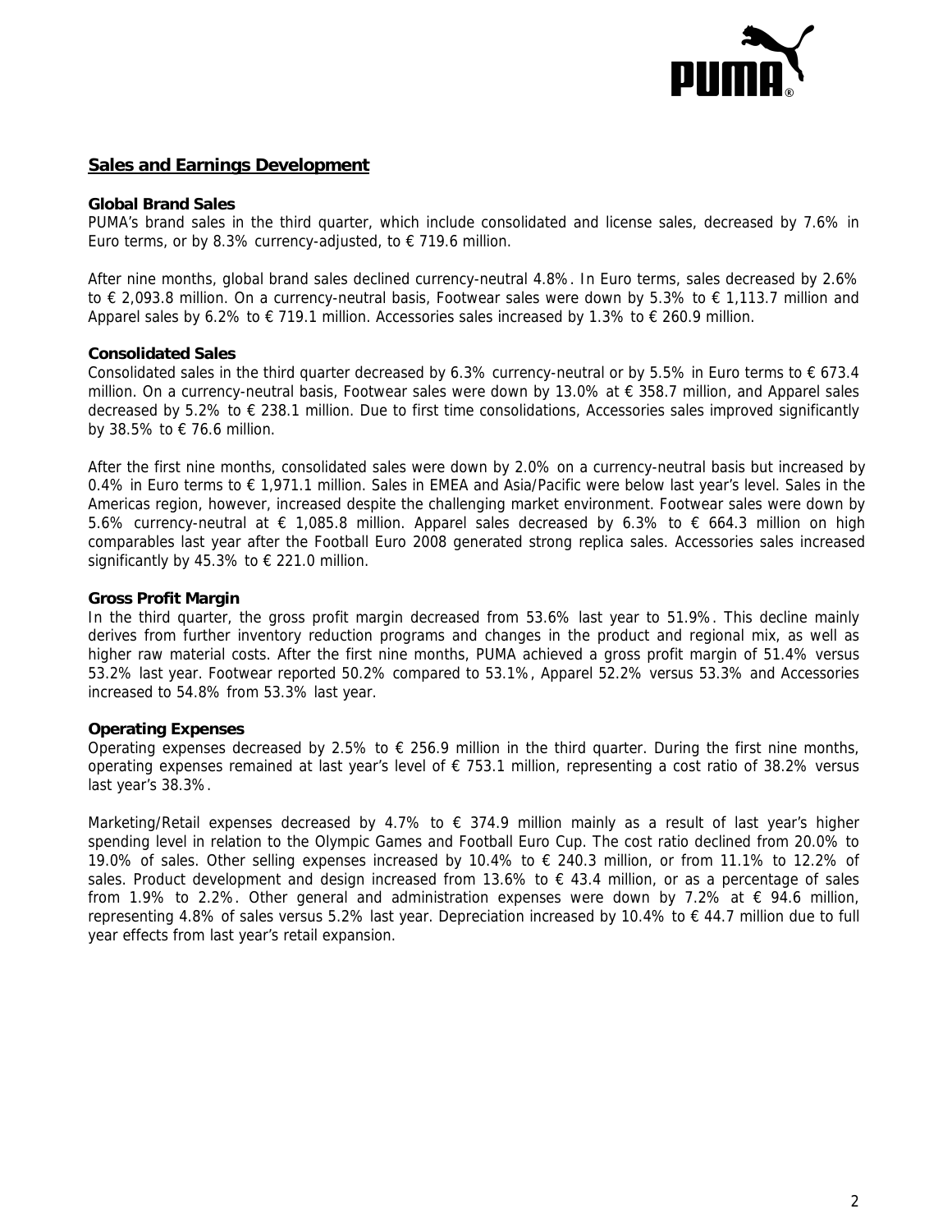## Sales and Earnings Development

**Global Brand Sales**

PUMA's brand sales in the third quarter, which include consolidated and license sales, decreased by 7.6% in Euro terms, or by 8.3% currency-adjusted, to € 719.6 million.

After nine months, global brand sales declined currency-neutral 4.8%. In Euro terms, sales decreased by 2.6% to € 2,093.8 million. On a currency-neutral basis, Footwear sales were down by 5.3% to € 1,113.7 million and Apparel sales by 6.2% to € 719.1 million. Accessories sales increased by 1.3% to € 260.9 million.

**Consolidated Sales**

Consolidated sales in the third quarter decreased by 6.3% currency-neutral or by 5.5% in Euro terms to € 673.4 million. On a currency-neutral basis, Footwear sales were down by 13.0% at € 358.7 million, and Apparel sales decreased by 5.2% to € 238.1 million. Due to first time consolidations, Accessories sales improved significantly by 38.5% to € 76.6 million.

After the first nine months, consolidated sales were down by 2.0% on a currency-neutral basis but increased by 0.4% in Euro terms to € 1,971.1 million. Sales in EMEA and Asia/Pacific were below last year's level. Sales in the Americas region, however, increased despite the challenging market environment. Footwear sales were down by 5.6% currency-neutral at € 1,085.8 million. Apparel sales decreased by 6.3% to € 664.3 million on high comparables last year after the Football Euro 2008 generated strong replica sales. Accessories sales increased significantly by 45.3% to € 221.0 million.

**Gross Profit Margin**

In the third quarter, the gross profit margin decreased from 53.6% last year to 51.9%. This decline mainly derives from further inventory reduction programs and changes in the product and regional mix, as well as higher raw material costs. After the first nine months, PUMA achieved a gross profit margin of 51.4% versus 53.2% last year. Footwear reported 50.2% compared to 53.1%, Apparel 52.2% versus 53.3% and Accessories increased to 54.8% from 53.3% last year.

**Operating Expenses**

Operating expenses decreased by 2.5% to € 256.9 million in the third quarter. During the first nine months, operating expenses remained at last year's level of € 753.1 million, representing a cost ratio of 38.2% versus last year's 38.3%.

Marketing/Retail expenses decreased by 4.7% to € 374.9 million mainly as a result of last year's higher spending level in relation to the Olympic Games and Football Euro Cup. The cost ratio declined from 20.0% to 19.0% of sales. Other selling expenses increased by 10.4% to € 240.3 million, or from 11.1% to 12.2% of sales. Product development and design increased from 13.6% to € 43.4 million, or as a percentage of sales from 1.9% to 2.2%. Other general and administration expenses were down by 7.2% at € 94.6 million, representing 4.8% of sales versus 5.2% last year. Depreciation increased by 10.4% to € 44.7 million due to full year effects from last year's retail expansion.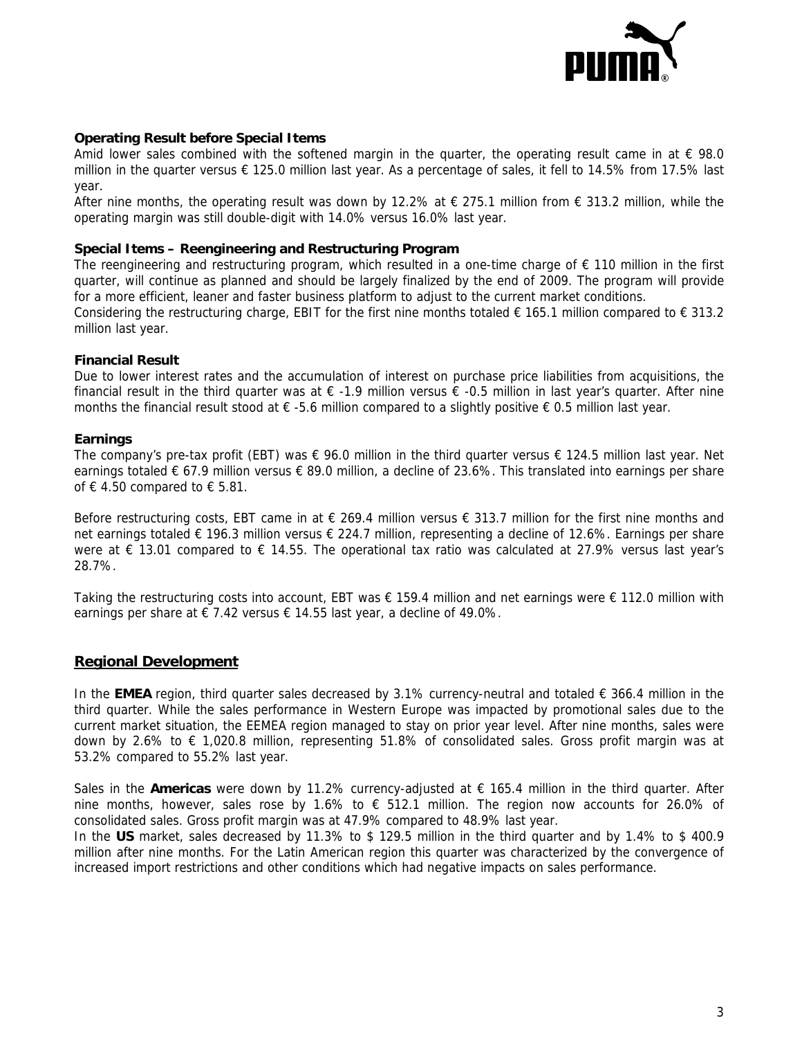**Operating Result before Special Items**

Amid lower sales combined with the softened margin in the quarter, the operating result came in at € 98.0 million in the quarter versus € 125.0 million last year. As a percentage of sales, it fell to 14.5% from 17.5% last year.

After nine months, the operating result was down by 12.2% at € 275.1 million from € 313.2 million, while the operating margin was still double-digit with 14.0% versus 16.0% last year.

**Special Items – Reengineering and Restructuring Program**

The reengineering and restructuring program, which resulted in a one-time charge of € 110 million in the first quarter, will continue as planned and should be largely finalized by the end of 2009. The program will provide for a more efficient, leaner and faster business platform to adjust to the current market conditions.

Considering the restructuring charge, EBIT for the first nine months totaled € 165.1 million compared to € 313.2 million last year.

**Financial Result**

Due to lower interest rates and the accumulation of interest on purchase price liabilities from acquisitions, the financial result in the third quarter was at € -1.9 million versus € -0.5 million in last year's quarter. After nine months the financial result stood at € -5.6 million compared to a slightly positive € 0.5 million last year.

**Earnings**

The company's pre-tax profit (EBT) was € 96.0 million in the third quarter versus € 124.5 million last year. Net earnings totaled € 67.9 million versus € 89.0 million, a decline of 23.6%. This translated into earnings per share of € 4.50 compared to € 5.81.

Before restructuring costs, EBT came in at € 269.4 million versus € 313.7 million for the first nine months and net earnings totaled € 196.3 million versus € 224.7 million, representing a decline of 12.6%. Earnings per share were at € 13.01 compared to € 14.55. The operational tax ratio was calculated at 27.9% versus last year's 28.7%.

Taking the restructuring costs into account, EBT was € 159.4 million and net earnings were € 112.0 million with earnings per share at € 7.42 versus € 14.55 last year, a decline of 49.0%.

## Regional Development

In the **EMEA** region, third quarter sales decreased by 3.1% currency-neutral and totaled € 366.4 million in the third quarter. While the sales performance in Western Europe was impacted by promotional sales due to the current market situation, the EEMEA region managed to stay on prior year level. After nine months, sales were down by 2.6% to € 1,020.8 million, representing 51.8% of consolidated sales. Gross profit margin was at 53.2% compared to 55.2% last year.

Sales in the **Americas** were down by 11.2% currency-adjusted at € 165.4 million in the third quarter. After nine months, however, sales rose by 1.6% to € 512.1 million. The region now accounts for 26.0% of consolidated sales. Gross profit margin was at 47.9% compared to 48.9% last year.

In the **US** market, sales decreased by 11.3% to $ 129.5 million in the third quarter and by 1.4% to $ 400.9 million after nine months. For the Latin American region this quarter was characterized by the convergence of increased import restrictions and other conditions which had negative impacts on sales performance.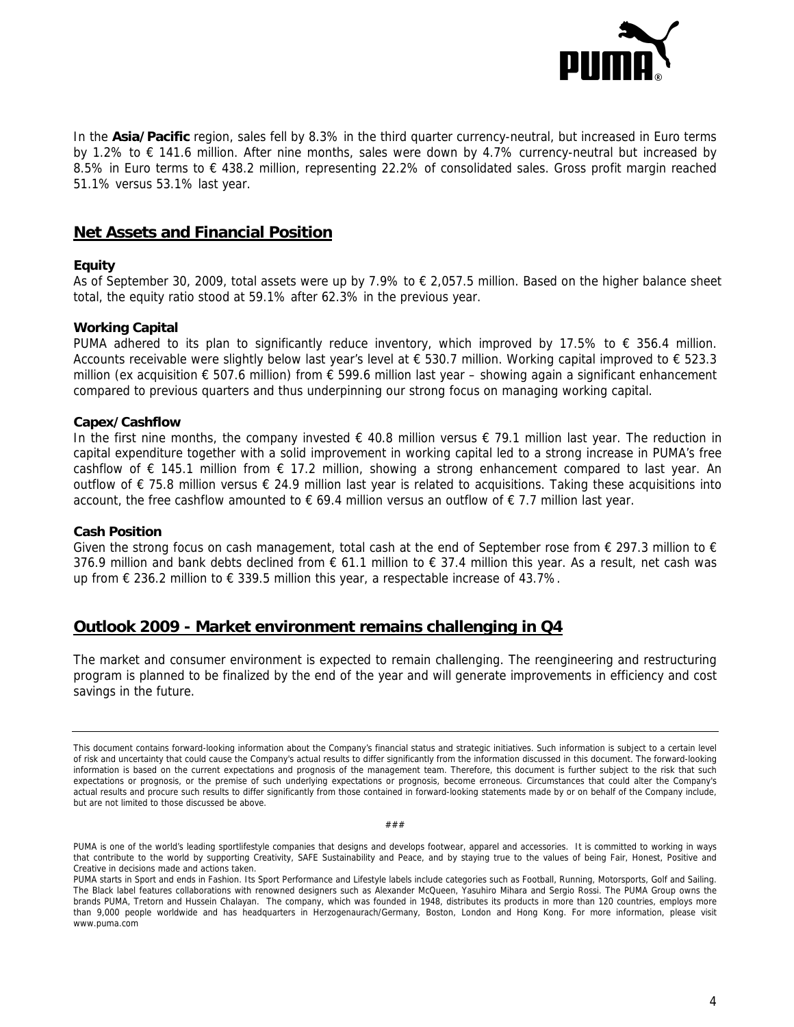In the **Asia/Pacific** region, sales fell by 8.3% in the third quarter currency-neutral, but increased in Euro terms by 1.2% to € 141.6 million. After nine months, sales were down by 4.7% currency-neutral but increased by 8.5% in Euro terms to € 438.2 million, representing 22.2% of consolidated sales. Gross profit margin reached 51.1% versus 53.1% last year.

## Net Assets and Financial Position

**Equity**

As of September 30, 2009, total assets were up by 7.9% to € 2,057.5 million. Based on the higher balance sheet total, the equity ratio stood at 59.1% after 62.3% in the previous year.

**Working Capital**

PUMA adhered to its plan to significantly reduce inventory, which improved by 17.5% to € 356.4 million. Accounts receivable were slightly below last year's level at € 530.7 million. Working capital improved to € 523.3 million (ex acquisition € 507.6 million) from € 599.6 million last year – showing again a significant enhancement compared to previous quarters and thus underpinning our strong focus on managing working capital.

**Capex/Cashflow**

In the first nine months, the company invested € 40.8 million versus € 79.1 million last year. The reduction in capital expenditure together with a solid improvement in working capital led to a strong increase in PUMA's free cashflow of € 145.1 million from € 17.2 million, showing a strong enhancement compared to last year. An outflow of € 75.8 million versus € 24.9 million last year is related to acquisitions. Taking these acquisitions into account, the free cashflow amounted to € 69.4 million versus an outflow of € 7.7 million last year.

**Cash Position**

Given the strong focus on cash management, total cash at the end of September rose from € 297.3 million to € 376.9 million and bank debts declined from € 61.1 million to € 37.4 million this year. As a result, net cash was up from € 236.2 million to € 339.5 million this year, a respectable increase of 43.7%.

## Outlook 2009 - Market environment remains challenging in Q4

The market and consumer environment is expected to remain challenging. The reengineering and restructuring program is planned to be finalized by the end of the year and will generate improvements in efficiency and cost savings in the future.

---

This document contains forward-looking information about the Company's financial status and strategic initiatives. Such information is subject to a certain level of risk and uncertainty that could cause the Company's actual results to differ significantly from the information discussed in this document. The forward-looking information is based on the current expectations and prognosis of the management team. Therefore, this document is further subject to the risk that such expectations or prognosis, or the premise of such underlying expectations or prognosis, become erroneous. Circumstances that could alter the Company's actual results and procure such results to differ significantly from those contained in forward-looking statements made by or on behalf of the Company include, but are not limited to those discussed be above.

###

PUMA is one of the world's leading sportlifestyle companies that designs and develops footwear, apparel and accessories. It is committed to working in ways that contribute to the world by supporting Creativity, SAFE Sustainability and Peace, and by staying true to the values of being Fair, Honest, Positive and Creative in decisions made and actions taken.

PUMA starts in Sport and ends in Fashion. Its Sport Performance and Lifestyle labels include categories such as Football, Running, Motorsports, Golf and Sailing. The Black label features collaborations with renowned designers such as Alexander McQueen, Yasuhiro Mihara and Sergio Rossi. The PUMA Group owns the brands PUMA, Tretorn and Hussein Chalayan. The company, which was founded in 1948, distributes its products in more than 120 countries, employs more than 9,000 people worldwide and has headquarters in Herzogenaurach/Germany, Boston, London and Hong Kong. For more information, please visit www.puma.com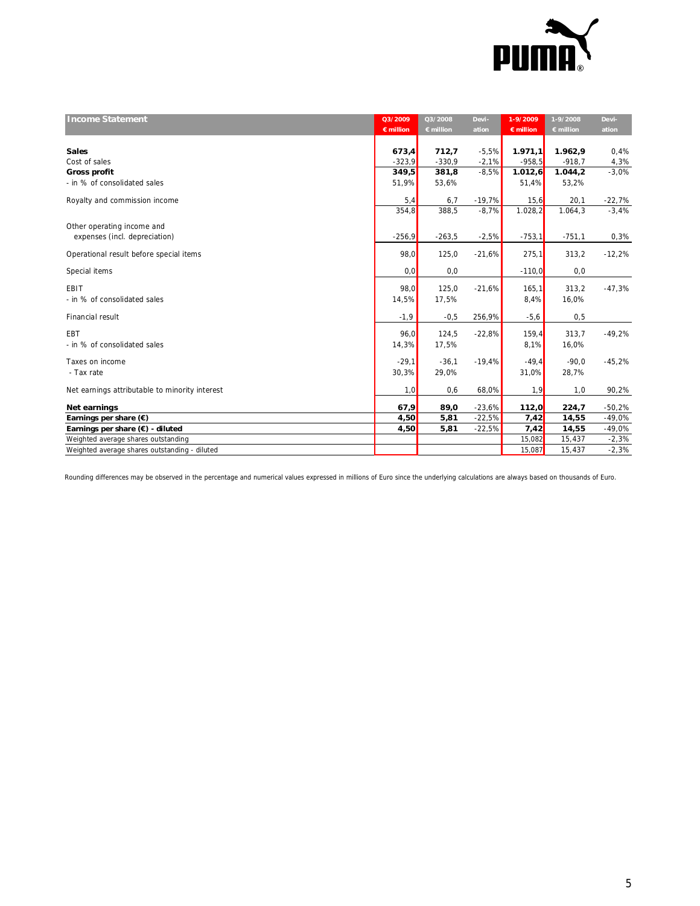| Income Statement | Q3/2009 € million | Q3/2008 € million | Deviation | 1-9/2009 € million | 1-9/2008 € million | Deviation |
|---|---|---|---|---|---|---|
| **Sales** | **673,4** | **712,7** | -5,5% | **1.971,1** | **1.962,9** | 0,4% |
| Cost of sales | -323,9 | -330,9 | -2,1% | -958,5 | -918,7 | 4,3% |
| **Gross profit** | **349,5** | **381,8** | -8,5% | **1.012,6** | **1.044,2** | -3,0% |
| - in % of consolidated sales | 51,9% | 53,6% | | 51,4% | 53,2% | |
| Royalty and commission income | 5,4 | 6,7 | -19,7% | 15,6 | 20,1 | -22,7% |
| | 354,8 | 388,5 | -8,7% | 1.028,2 | 1.064,3 | -3,4% |
| Other operating income and expenses (incl. depreciation) | -256,9 | -263,5 | -2,5% | -753,1 | -751,1 | 0,3% |
| Operational result before special items | 98,0 | 125,0 | -21,6% | 275,1 | 313,2 | -12,2% |
| Special items | 0,0 | 0,0 | | -110,0 | 0,0 | |
| EBIT | 98,0 | 125,0 | -21,6% | 165,1 | 313,2 | -47,3% |
| - in % of consolidated sales | 14,5% | 17,5% | | 8,4% | 16,0% | |
| Financial result | -1,9 | -0,5 | 256,9% | -5,6 | 0,5 | |
| EBT | 96,0 | 124,5 | -22,8% | 159,4 | 313,7 | -49,2% |
| - in % of consolidated sales | 14,3% | 17,5% | | 8,1% | 16,0% | |
| Taxes on income | -29,1 | -36,1 | -19,4% | -49,4 | -90,0 | -45,2% |
| - Tax rate | 30,3% | 29,0% | | 31,0% | 28,7% | |
| Net earnings attributable to minority interest | 1,0 | 0,6 | 68,0% | 1,9 | 1,0 | 90,2% |
| **Net earnings** | **67,9** | **89,0** | -23,6% | **112,0** | **224,7** | -50,2% |
| **Earnings per share (€)** | **4,50** | **5,81** | -22,5% | **7,42** | **14,55** | -49,0% |
| **Earnings per share (€) - diluted** | **4,50** | **5,81** | -22,5% | **7,42** | **14,55** | -49,0% |
| Weighted average shares outstanding | | | | 15,082 | 15,437 | -2,3% |
| Weighted average shares outstanding - diluted | | | | 15,087 | 15,437 | -2,3% |

Rounding differences may be observed in the percentage and numerical values expressed in millions of Euro since the underlying calculations are always based on thousands of Euro.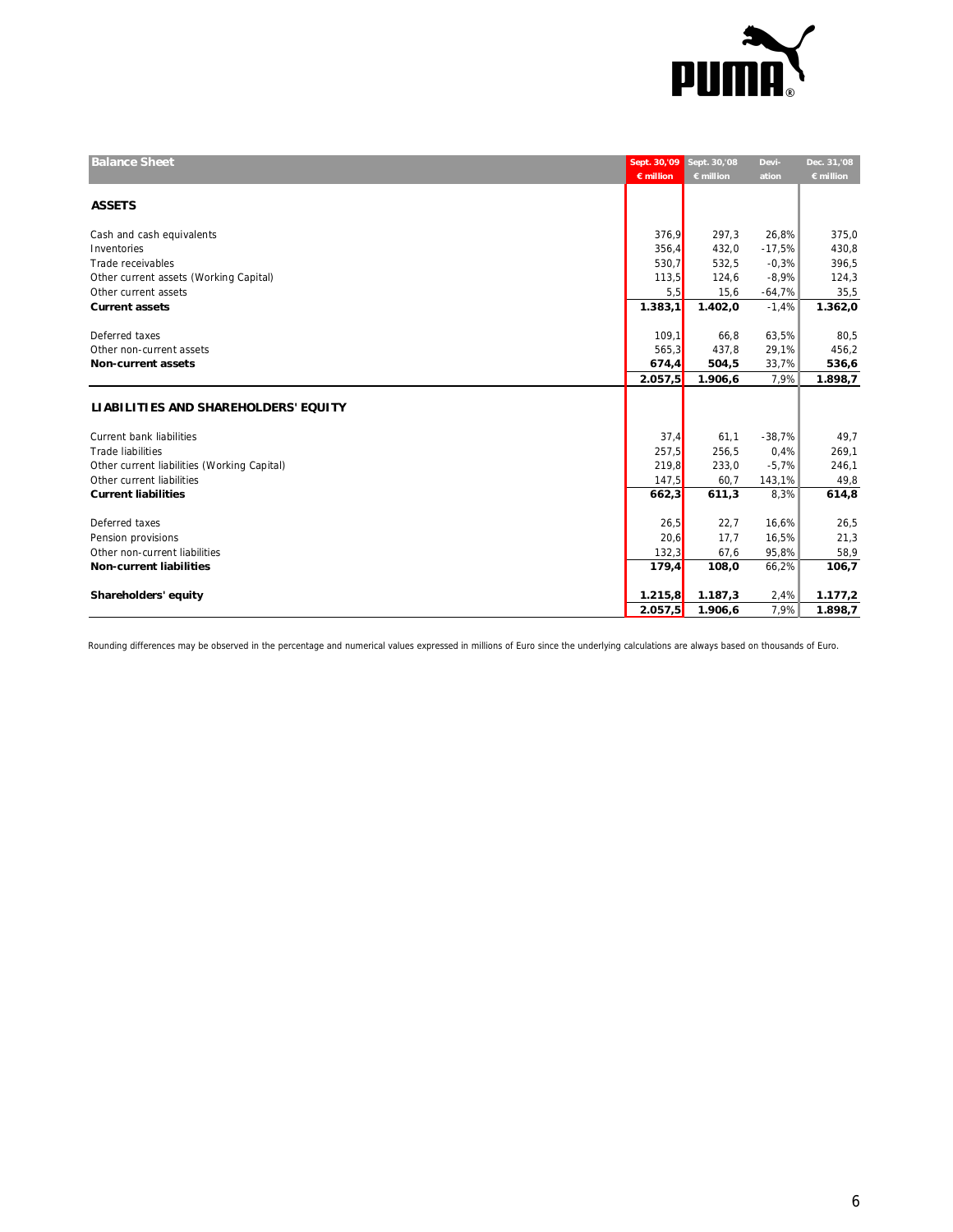| Balance Sheet | Sept. 30,'09<br>€ million | Sept. 30,'08<br>€ million | Devi-<br>ation | Dec. 31,'08<br>€ million |
|---|---|---|---|---|
| **ASSETS** | | | | |
| Cash and cash equivalents | 376,9 | 297,3 | 26,8% | 375,0 |
| Inventories | 356,4 | 432,0 | -17,5% | 430,8 |
| Trade receivables | 530,7 | 532,5 | -0,3% | 396,5 |
| Other current assets (Working Capital) | 113,5 | 124,6 | -8,9% | 124,3 |
| Other current assets | 5,5 | 15,6 | -64,7% | 35,5 |
| **Current assets** | **1.383,1** | **1.402,0** | -1,4% | **1.362,0** |
| Deferred taxes | 109,1 | 66,8 | 63,5% | 80,5 |
| Other non-current assets | 565,3 | 437,8 | 29,1% | 456,2 |
| **Non-current assets** | **674,4** | **504,5** | 33,7% | **536,6** |
| | **2.057,5** | **1.906,6** | 7,9% | **1.898,7** |
| **LIABILITIES AND SHAREHOLDERS' EQUITY** | | | | |
| Current bank liabilities | 37,4 | 61,1 | -38,7% | 49,7 |
| Trade liabilities | 257,5 | 256,5 | 0,4% | 269,1 |
| Other current liabilities (Working Capital) | 219,8 | 233,0 | -5,7% | 246,1 |
| Other current liabilities | 147,5 | 60,7 | 143,1% | 49,8 |
| **Current liabilities** | **662,3** | **611,3** | 8,3% | **614,8** |
| Deferred taxes | 26,5 | 22,7 | 16,6% | 26,5 |
| Pension provisions | 20,6 | 17,7 | 16,5% | 21,3 |
| Other non-current liabilities | 132,3 | 67,6 | 95,8% | 58,9 |
| **Non-current liabilities** | **179,4** | **108,0** | 66,2% | **106,7** |
| **Shareholders' equity** | **1.215,8** | **1.187,3** | 2,4% | **1.177,2** |
| | **2.057,5** | **1.906,6** | 7,9% | **1.898,7** |

Rounding differences may be observed in the percentage and numerical values expressed in millions of Euro since the underlying calculations are always based on thousands of Euro.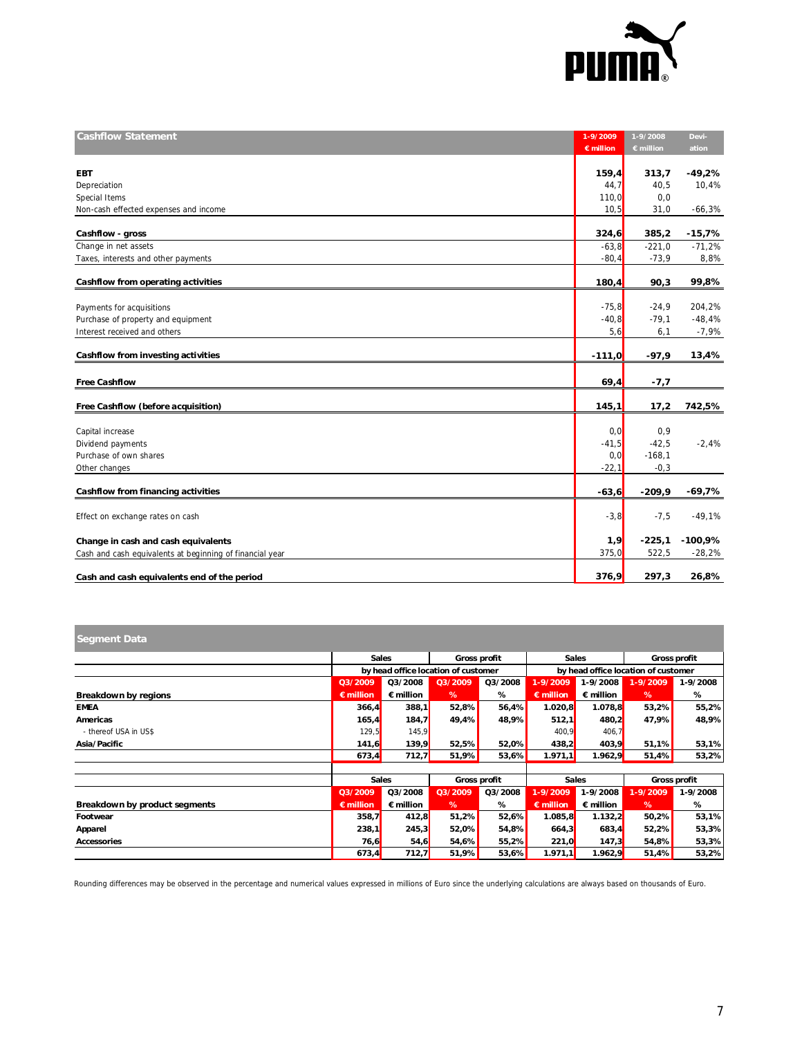## Cashflow Statement

| Cashflow Statement | 1-9/2009 € million | 1-9/2008 € million | Deviation |
|---|---|---|---|
| **EBT** | **159,4** | **313,7** | **-49,2%** |
| Depreciation | 44,7 | 40,5 | 10,4% |
| Special Items | 110,0 | 0,0 | |
| Non-cash effected expenses and income | 10,5 | 31,0 | -66,3% |
| **Cashflow - gross** | **324,6** | **385,2** | **-15,7%** |
| Change in net assets | -63,8 | -221,0 | -71,2% |
| Taxes, interests and other payments | -80,4 | -73,9 | 8,8% |
| **Cashflow from operating activities** | **180,4** | **90,3** | **99,8%** |
| Payments for acquisitions | -75,8 | -24,9 | 204,2% |
| Purchase of property and equipment | -40,8 | -79,1 | -48,4% |
| Interest received and others | 5,6 | 6,1 | -7,9% |
| **Cashflow from investing activities** | **-111,0** | **-97,9** | **13,4%** |
| **Free Cashflow** | **69,4** | **-7,7** | |
| **Free Cashflow (before acquisition)** | **145,1** | **17,2** | **742,5%** |
| Capital increase | 0,0 | 0,9 | |
| Dividend payments | -41,5 | -42,5 | -2,4% |
| Purchase of own shares | 0,0 | -168,1 | |
| Other changes | -22,1 | -0,3 | |
| **Cashflow from financing activities** | **-63,6** | **-209,9** | **-69,7%** |
| Effect on exchange rates on cash | -3,8 | -7,5 | -49,1% |
| **Change in cash and cash equivalents** | **1,9** | **-225,1** | **-100,9%** |
| Cash and cash equivalents at beginning of financial year | 375,0 | 522,5 | -28,2% |
| **Cash and cash equivalents end of the period** | **376,9** | **297,3** | **26,8%** |

## Segment Data

| | Sales by head office location of customer | | Gross profit | | Sales by head office location of customer | | Gross profit | |
|---|---|---|---|---|---|---|---|---|
| **Breakdown by regions** | Q3/2009 € million | Q3/2008 € million | Q3/2009 % | Q3/2008 % | 1-9/2009 € million | 1-9/2008 € million | 1-9/2009 % | 1-9/2008 % |
| **EMEA** | **366,4** | **388,1** | **52,8%** | **56,4%** | **1.020,8** | **1.078,8** | **53,2%** | **55,2%** |
| **Americas** | **165,4** | **184,7** | **49,4%** | **48,9%** | **512,1** | **480,2** | **47,9%** | **48,9%** |
| - thereof USA in US$ | 129,5 | 145,9 | | | 400,9 | 406,7 | | |
| **Asia/Pacific** | **141,6** | **139,9** | **52,5%** | **52,0%** | **438,2** | **403,9** | **51,1%** | **53,1%** |
| | **673,4** | **712,7** | **51,9%** | **53,6%** | **1.971,1** | **1.962,9** | **51,4%** | **53,2%** |

| | Sales | | Gross profit | | Sales | | Gross profit | |
|---|---|---|---|---|---|---|---|---|
| **Breakdown by product segments** | Q3/2009 € million | Q3/2008 € million | Q3/2009 % | Q3/2008 % | 1-9/2009 € million | 1-9/2008 € million | 1-9/2009 % | 1-9/2008 % |
| **Footwear** | **358,7** | **412,8** | **51,2%** | **52,6%** | **1.085,8** | **1.132,2** | **50,2%** | **53,1%** |
| **Apparel** | **238,1** | **245,3** | **52,0%** | **54,8%** | **664,3** | **683,4** | **52,2%** | **53,3%** |
| **Accessories** | **76,6** | **54,6** | **54,6%** | **55,2%** | **221,0** | **147,3** | **54,8%** | **53,3%** |
| | **673,4** | **712,7** | **51,9%** | **53,6%** | **1.971,1** | **1.962,9** | **51,4%** | **53,2%** |

Rounding differences may be observed in the percentage and numerical values expressed in millions of Euro since the underlying calculations are always based on thousands of Euro.